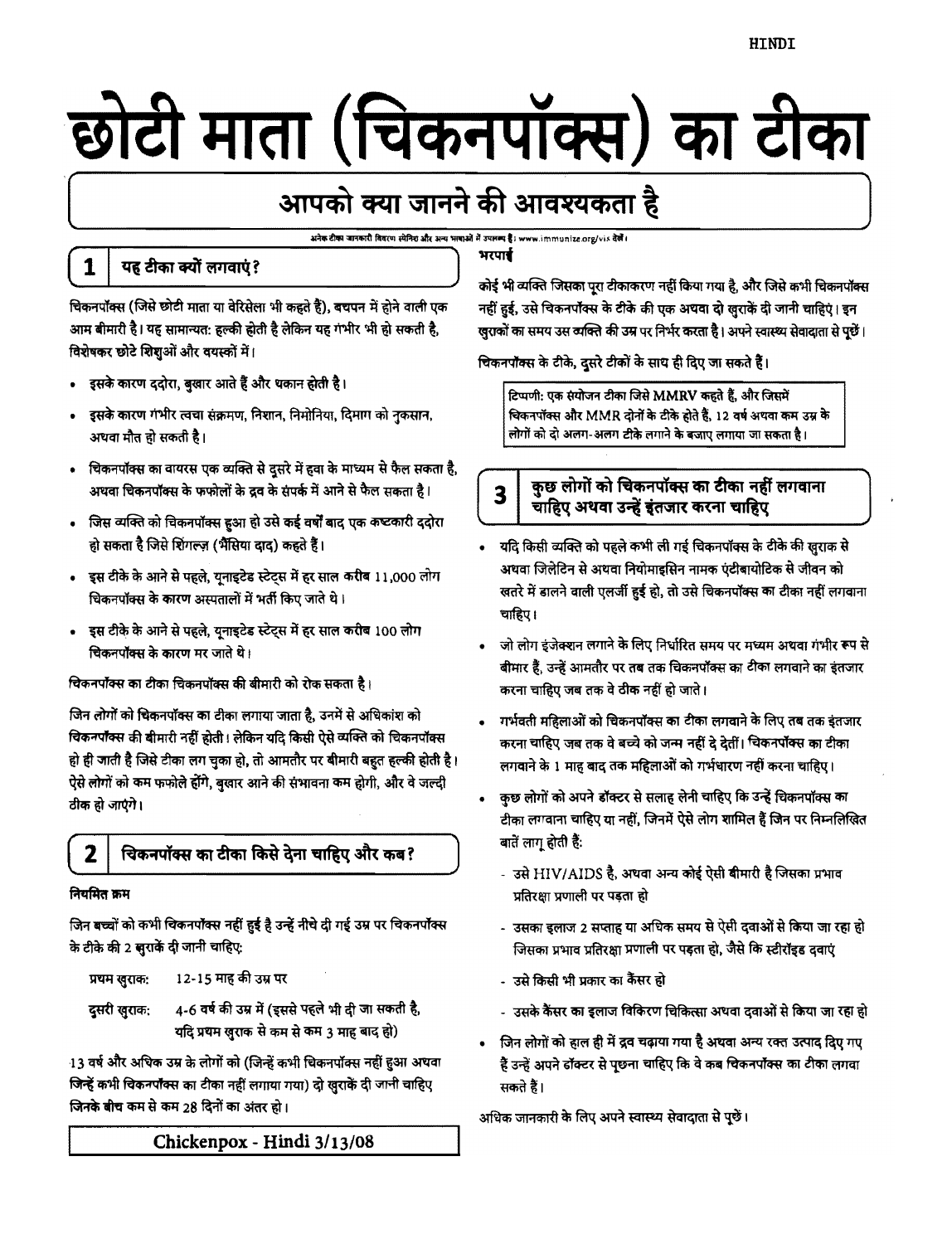# छोटी माता (चिकनपॉक्स) का टीका

## आपको क्या जानने की आवश्यकता है

अनेक टीका जानकारी विवरण स्पेनिश और अन्य भाषाओं में उपलब्ध हैं। www.immunize.org/vis देखें।

### 1 यह टीका क्यों लगवाएं?

चिकनपॉक्स (जिसे छोटी माता या वेरिसेला भी कहते हैं), बचपन में होने वाली एक आम बीमारी है। यह सामान्यत: हल्की होती है लेकिन यह गंभीर भी हो सकती है, विशेषकर छोटे शिशुओं और वयस्कों में।

- इसके कारण ददोरा, बुखार आते हैं और थकान होती है।
- इसके कारण गंभीर त्वचा संक्रमण, निशान, निमोनिया, दिमाग को नुकसान, अथवा मौत हो सकती है।
- चिकनपॉक्स का वायरस एक व्यक्ति से दूसरे में हवा के माध्यम से फैल सकता है, अथवा चिकनपॉक्स के फफोलों के द्रव के संपर्क में आने से फैल सकता है।
- जिस व्यक्ति को चिकनपॉक्स हुआ हो उसे कई वर्षों बाद एक कष्टकारी ददोरा हो सकता है जिसे शिंगल्ज़ (भैंसिया दाद) कहते हैं।
- इस टीके के आने से पहले, यूनाइटेड स्टेट्स में हर साल करीब 11,000 लोग चिकनपॉक्स के कारण अस्पतालों में भर्ती किए जाते थे।
- इस टीके के आने से पहले, यूनाइटेड स्टेट्स में हर साल करीब 100 लोग चिकनपॉक्स के कारण मर जाते थे।

चिकनपॉक्स का टीका चिकनपॉक्स की बीमारी को रोक सकता है।

जिन लोगों को चिकनपॉक्स का टीका लगाया जाता है, उनमें से अधिकांश को चिकनपॉक्स की बीमारी नहीं होती। लेकिन यदि किसी ऐसे व्यक्ति को चिकनपॉक्स हो ही जाती है जिसे टीका लग चुका हो, तो आमतौर पर बीमारी बहुत हल्की होती है। ऐसे लोगों को कम फफोले होंगे, बुखार आने की संभावना कम होगी, और वे जल्दी ठीक हो जाएंगे।

### 2 चिकनपॉक्स का टीका किसे देना चाहिए और कब?

**नियमित क्रम**

जिन बच्चों को कभी चिकनपॉक्स नहीं हुई है उन्हें नीचे दी गई उम्र पर चिकनपॉक्स के टीके की 2 खुराकें दी जानी चाहिए:

प्रथम खुराक: 12-15 माह की उम्र पर

दूसरी खुराक: 4-6 वर्ष की उम्र में (इससे पहले भी दी जा सकती है, यदि प्रथम खुराक से कम से कम 3 माह बाद हो)

13 वर्ष और अधिक उम्र के लोगों को (जिन्हें कभी चिकनपॉक्स नहीं हुआ अथवा जिन्हें कभी चिकनपॉक्स का टीका नहीं लगाया गया) दो खुराकें दी जानी चाहिए जिनके बीच कम से कम 28 दिनों का अंतर हो।

**भरपाई**

कोई भी व्यक्ति जिसका पूरा टीकाकरण नहीं किया गया है, और जिसे कभी चिकनपॉक्स नहीं हुई, उसे चिकनपॉक्स के टीके की एक अथवा दो खुराकें दी जानी चाहिए। इन खुराकों का समय उस व्यक्ति की उम्र पर निर्भर करता है। अपने स्वास्थ्य सेवादाता से पूछें।

चिकनपॉक्स के टीके, दूसरे टीकों के साथ ही दिए जा सकते हैं।

> टिप्पणी: एक संयोजन टीका जिसे MMRV कहते हैं, और जिसमें चिकनपॉक्स और MMR दोनों के टीके होते हैं, 12 वर्ष अथवा कम उम्र के लोगों को दो अलग-अलग टीके लगाने के बजाए लगाया जा सकता है।

### 3 कुछ लोगों को चिकनपॉक्स का टीका नहीं लगवाना चाहिए अथवा उन्हें इंतजार करना चाहिए

- यदि किसी व्यक्ति को पहले कभी ली गई चिकनपॉक्स के टीके की खुराक से अथवा जिलेटिन से अथवा नियोमाइसिन नामक एंटीबायोटिक से जीवन को खतरे में डालने वाली एलर्जी हुई हो, तो उसे चिकनपॉक्स का टीका नहीं लगवाना चाहिए।
- जो लोग इंजेक्शन लगाने के लिए निर्धारित समय पर मध्यम अथवा गंभीर रूप से बीमार हैं, उन्हें आमतौर पर तब तक चिकनपॉक्स का टीका लगवाने का इंतजार करना चाहिए जब तक वे ठीक नहीं हो जाते।
- गर्भवती महिलाओं को चिकनपॉक्स का टीका लगवाने के लिए तब तक इंतजार करना चाहिए जब तक वे बच्चे को जन्म नहीं दे देतीं। चिकनपॉक्स का टीका लगवाने के 1 माह बाद तक महिलाओं को गर्भधारण नहीं करना चाहिए।
- कुछ लोगों को अपने डॉक्टर से सलाह लेनी चाहिए कि उन्हें चिकनपॉक्स का टीका लगवाना चाहिए या नहीं, जिनमें ऐसे लोग शामिल हैं जिन पर निम्नलिखित बातें लागू होती हैं:
  - उसे HIV/AIDS है, अथवा अन्य कोई ऐसी बीमारी है जिसका प्रभाव प्रतिरक्षा प्रणाली पर पड़ता हो
  - उसका इलाज 2 सप्ताह या अधिक समय से ऐसी दवाओं से किया जा रहा हो जिसका प्रभाव प्रतिरक्षा प्रणाली पर पड़ता हो, जैसे कि स्टीरॉइड दवाएं
  - उसे किसी भी प्रकार का कैंसर हो
  - उसके कैंसर का इलाज विकिरण चिकित्सा अथवा दवाओं से किया जा रहा हो
- जिन लोगों को हाल ही में द्रव चढ़ाया गया है अथवा अन्य रक्त उत्पाद दिए गए हैं उन्हें अपने डॉक्टर से पूछना चाहिए कि वे कब चिकनपॉक्स का टीका लगवा सकते हैं।

अधिक जानकारी के लिए अपने स्वास्थ्य सेवादाता से पूछें।

Chickenpox - Hindi 3/13/08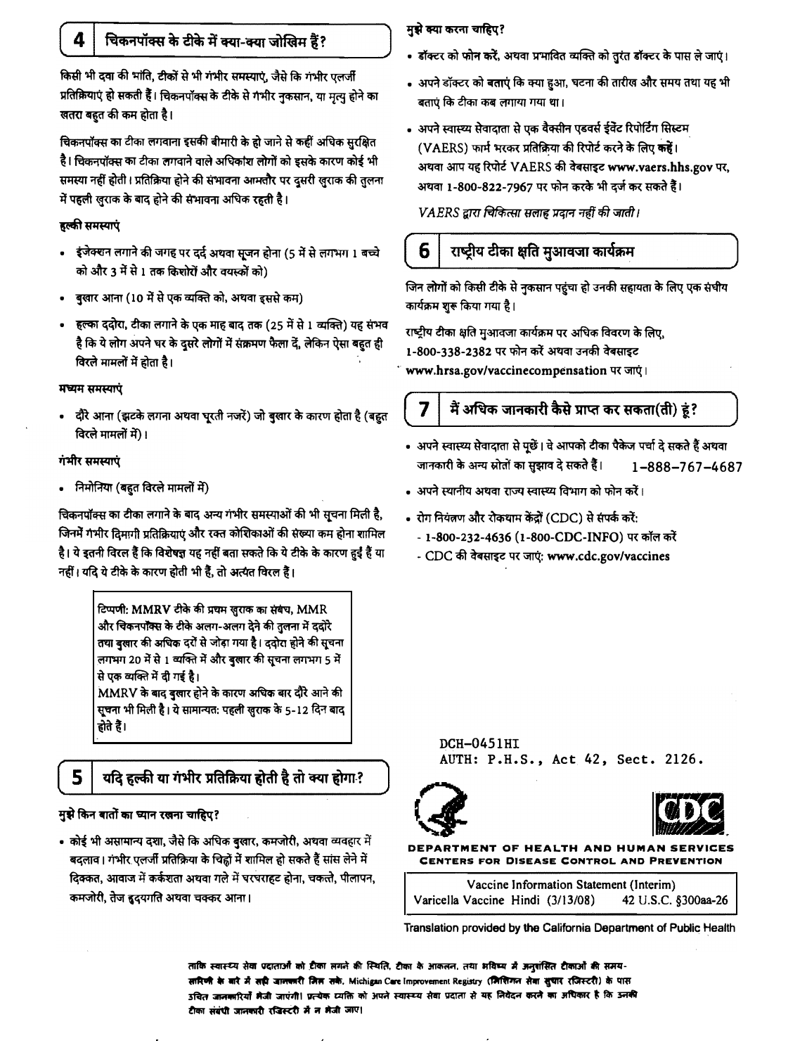## 4 चिकनपॉक्स के टीके में क्या-क्या जोखिम हैं?

किसी भी दवा की भांति, टीकों से भी गंभीर समस्याएं, जैसे कि गंभीर एलर्जी प्रतिक्रियाएं हो सकती हैं। चिकनपॉक्स के टीके से गंभीर नुकसान, या मृत्यु होने का खतरा बहुत की कम होता है।

चिकनपॉक्स का टीका लगवाना इसकी बीमारी के हो जाने से कहीं अधिक सुरक्षित है। चिकनपॉक्स का टीका लगवाने वाले अधिकांश लोगों को इसके कारण कोई भी समस्या नहीं होती। प्रतिक्रिया होने की संभावना आमतौर पर दूसरी खुराक की तुलना में पहली खुराक के बाद होने की संभावना अधिक रहती है।

**हल्की समस्याएं**

- इंजेक्शन लगाने की जगह पर दर्द अथवा सूजन होना (5 में से लगभग 1 बच्चे को और 3 में से 1 तक किशोरों और वयस्कों को)
- बुखार आना (10 में से एक व्यक्ति को, अथवा इससे कम)
- हल्का ददोरा, टीका लगाने के एक माह बाद तक (25 में से 1 व्यक्ति) यह संभव है कि ये लोग अपने घर के दूसरे लोगों में संक्रमण फैला दें, लेकिन ऐसा बहुत ही विरले मामलों में होता है।

**मध्यम समस्याएं**

- दौरे आना (झटके लगना अथवा घूरती नजरें) जो बुखार के कारण होता है (बहुत विरले मामलों में)।

**गंभीर समस्याएं**

- निमोनिया (बहुत विरले मामलों में)

चिकनपॉक्स का टीका लगाने के बाद अन्य गंभीर समस्याओं की भी सूचना मिली है, जिनमें गंभीर दिमागी प्रतिक्रियाएं और रक्त कोशिकाओं की संख्या कम होना शामिल है। ये इतनी विरल हैं कि विशेषज्ञ यह नहीं बता सकते कि ये टीके के कारण हुईं हैं या नहीं। यदि ये टीके के कारण होती भी हैं, तो अत्यंत विरल हैं।

> टिप्पणी: MMRV टीके की प्रथम खुराक का संबंध, MMR और चिकनपॉक्स के टीके अलग-अलग देने की तुलना में ददोरे तथा बुखार की अधिक दरों से जोड़ा गया है। ददोरा होने की सूचना लगभग 20 में से 1 व्यक्ति में और बुखार की सूचना लगभग 5 में से एक व्यक्ति में दी गई है।
> MMRV के बाद बुखार होने के कारण अधिक बार दौरे आने की सूचना भी मिली है। ये सामान्यत: पहली खुराक के 5-12 दिन बाद होते हैं।

## 5 यदि हल्की या गंभीर प्रतिक्रिया होती है तो क्या होगा?

**मुझे किन बातों का ध्यान रखना चाहिए?**

- कोई भी असामान्य दशा, जैसे कि अधिक बुखार, कमजोरी, अथवा व्यवहार में बदलाव। गंभीर एलर्जी प्रतिक्रिया के चिह्नों में शामिल हो सकते हैं सांस लेने में दिक्कत, आवाज में कर्कशता अथवा गले में घरघराहट होना, चकत्ते, पीलापन, कमजोरी, तेज हृदयगति अथवा चक्कर आना।

**मुझे क्या करना चाहिए?**

- **डॉक्टर को फोन करें,** अथवा प्रभावित व्यक्ति को तुरंत डॉक्टर के पास ले जाएं।
- अपने डॉक्टर को **बताएं** कि क्या हुआ, घटना की तारीख और समय तथा यह भी बताएं कि टीका कब लगाया गया था।
- अपने स्वास्थ्य सेवादाता से एक वैक्सीन एडवर्स ईवेंट रिपोर्टिंग सिस्टम (VAERS) फार्म भरकर प्रतिक्रिया की रिपोर्ट करने के लिए **कहें**। अथवा आप यह रिपोर्ट VAERS की वेबसाइट **www.vaers.hhs.gov** पर, अथवा **1-800-822-7967** पर फोन करके भी दर्ज कर सकते हैं।

*VAERS द्वारा चिकित्सा सलाह प्रदान नहीं की जाती।*

## 6 राष्ट्रीय टीका क्षति मुआवजा कार्यक्रम

जिन लोगों को किसी टीके से नुकसान पहुंचा हो उनकी सहायता के लिए एक संघीय कार्यक्रम शुरू किया गया है।

राष्ट्रीय टीका क्षति मुआवजा कार्यक्रम पर अधिक विवरण के लिए, **1-800-338-2382** पर फोन करें अथवा उनकी वेबसाइट **www.hrsa.gov/vaccinecompensation** पर जाएं।

## 7 मैं अधिक जानकारी कैसे प्राप्त कर सकता(ती) हूं?

- अपने स्वास्थ्य सेवादाता से पूछें। वे आपको टीका पैकेज पर्चा दे सकते हैं अथवा जानकारी के अन्य स्रोतों का सुझाव दे सकते हैं। 1-888-767-4687
- अपने स्थानीय अथवा राज्य स्वास्थ्य विभाग को फोन करें।
- रोग नियंत्रण और रोकथाम केंद्रों (CDC) से संपर्क करें:
  - **1-800-232-4636 (1-800-CDC-INFO)** पर कॉल करें
  - CDC की वेबसाइट पर जाएं: **www.cdc.gov/vaccines**

DCH-0451HI
AUTH: P.H.S., Act 42, Sect. 2126.

DEPARTMENT OF HEALTH AND HUMAN SERVICES
CENTERS FOR DISEASE CONTROL AND PREVENTION

Vaccine Information Statement (Interim)
Varicella Vaccine Hindi (3/13/08) 42 U.S.C. §300aa-26

Translation provided by the California Department of Public Health

**ताकि स्वास्थ्य सेवा प्रदाताओं को टीका लगने की स्थिति, टीका के आकलन, तथा भविष्य में अनुशंसित टीकाओं की समय-सारिणी के बारे में सही जानकारी मिल सके, Michigan Care Improvement Registry (मिशिगन सेवा सुधार रजिस्ट्री) के पास उचित जानकारियाँ भेजी जाएंगी। प्रत्येक व्यक्ति को अपने स्वास्थ्य सेवा प्रदाता से यह निवेदन करने का अधिकार है कि उनकी टीका संबंधी जानकारी रजिस्ट्री में न भेजी जाए।**